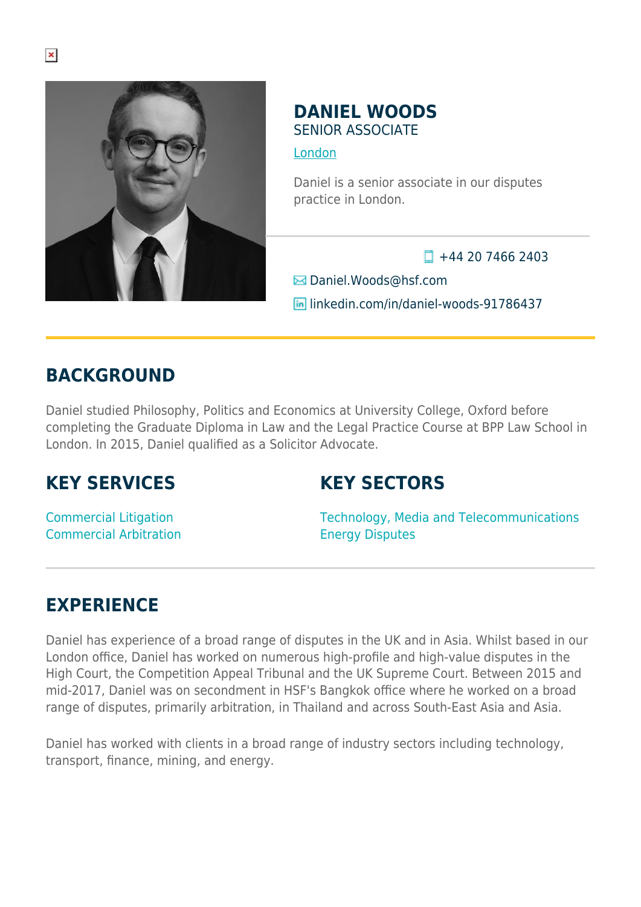# DANIEL WOODS

SENIOR ASSOCIATE

London

Daniel is a senior associate in our disputes practice in London.

+44 20 7466 2403

Daniel.Woods@hsf.com

linkedin.com/in/daniel-woods-91786437

## BACKGROUND

Daniel studied Philosophy, Politics and Economics at University College, Oxford before completing the Graduate Diploma in Law and the Legal Practice Course at BPP Law School in London. In 2015, Daniel qualified as a Solicitor Advocate.

## KEY SERVICES

Commercial Litigation
Commercial Arbitration

## KEY SECTORS

Technology, Media and Telecommunications
Energy Disputes

## EXPERIENCE

Daniel has experience of a broad range of disputes in the UK and in Asia. Whilst based in our London office, Daniel has worked on numerous high-profile and high-value disputes in the High Court, the Competition Appeal Tribunal and the UK Supreme Court. Between 2015 and mid-2017, Daniel was on secondment in HSF's Bangkok office where he worked on a broad range of disputes, primarily arbitration, in Thailand and across South-East Asia and Asia.

Daniel has worked with clients in a broad range of industry sectors including technology, transport, finance, mining, and energy.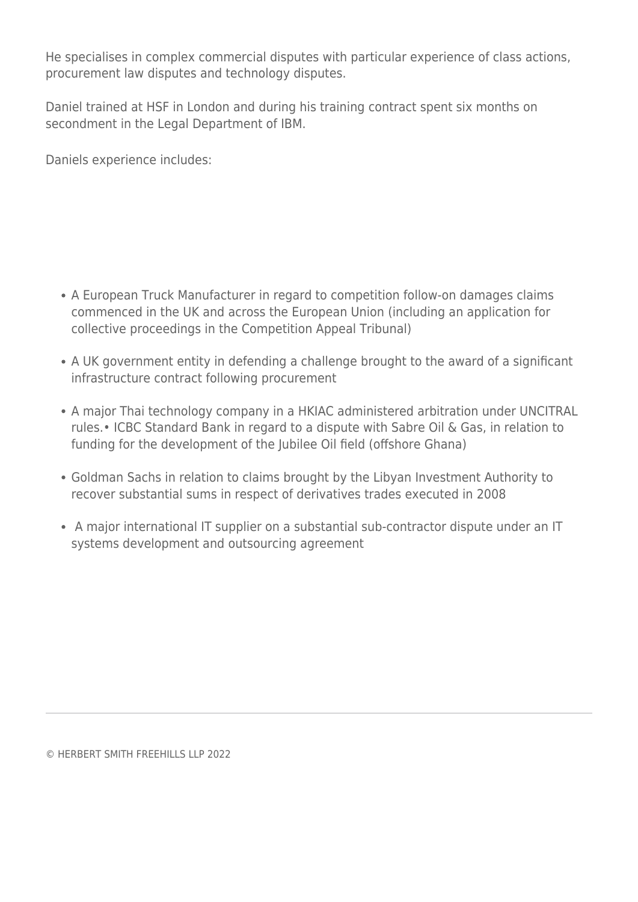He specialises in complex commercial disputes with particular experience of class actions, procurement law disputes and technology disputes.

Daniel trained at HSF in London and during his training contract spent six months on secondment in the Legal Department of IBM.

Daniels experience includes:

- A European Truck Manufacturer in regard to competition follow-on damages claims commenced in the UK and across the European Union (including an application for collective proceedings in the Competition Appeal Tribunal)
- A UK government entity in defending a challenge brought to the award of a significant infrastructure contract following procurement
- A major Thai technology company in a HKIAC administered arbitration under UNCITRAL rules.• ICBC Standard Bank in regard to a dispute with Sabre Oil & Gas, in relation to funding for the development of the Jubilee Oil field (offshore Ghana)
- Goldman Sachs in relation to claims brought by the Libyan Investment Authority to recover substantial sums in respect of derivatives trades executed in 2008
- A major international IT supplier on a substantial sub-contractor dispute under an IT systems development and outsourcing agreement

© HERBERT SMITH FREEHILLS LLP 2022